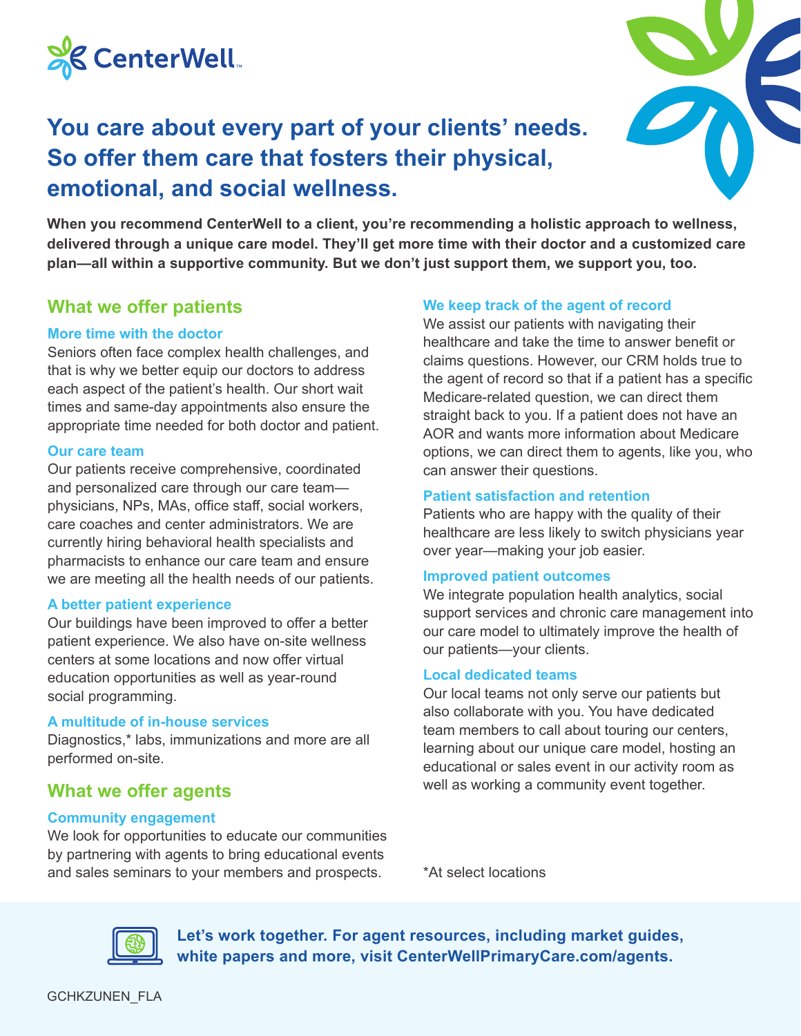CenterWell

# You care about every part of your clients' needs. So offer them care that fosters their physical, emotional, and social wellness.

**When you recommend CenterWell to a client, you're recommending a holistic approach to wellness, delivered through a unique care model. They'll get more time with their doctor and a customized care plan—all within a supportive community. But we don't just support them, we support you, too.**

## What we offer patients

### More time with the doctor

Seniors often face complex health challenges, and that is why we better equip our doctors to address each aspect of the patient's health. Our short wait times and same-day appointments also ensure the appropriate time needed for both doctor and patient.

### Our care team

Our patients receive comprehensive, coordinated and personalized care through our care team—physicians, NPs, MAs, office staff, social workers, care coaches and center administrators. We are currently hiring behavioral health specialists and pharmacists to enhance our care team and ensure we are meeting all the health needs of our patients.

### A better patient experience

Our buildings have been improved to offer a better patient experience. We also have on-site wellness centers at some locations and now offer virtual education opportunities as well as year-round social programming.

### A multitude of in-house services

Diagnostics,* labs, immunizations and more are all performed on-site.

## What we offer agents

### Community engagement

We look for opportunities to educate our communities by partnering with agents to bring educational events and sales seminars to your members and prospects.

### We keep track of the agent of record

We assist our patients with navigating their healthcare and take the time to answer benefit or claims questions. However, our CRM holds true to the agent of record so that if a patient has a specific Medicare-related question, we can direct them straight back to you. If a patient does not have an AOR and wants more information about Medicare options, we can direct them to agents, like you, who can answer their questions.

### Patient satisfaction and retention

Patients who are happy with the quality of their healthcare are less likely to switch physicians year over year—making your job easier.

### Improved patient outcomes

We integrate population health analytics, social support services and chronic care management into our care model to ultimately improve the health of our patients—your clients.

### Local dedicated teams

Our local teams not only serve our patients but also collaborate with you. You have dedicated team members to call about touring our centers, learning about our unique care model, hosting an educational or sales event in our activity room as well as working a community event together.

*At select locations

**Let's work together. For agent resources, including market guides, white papers and more, visit CenterWellPrimaryCare.com/agents.**

GCHKZUNEN_FLA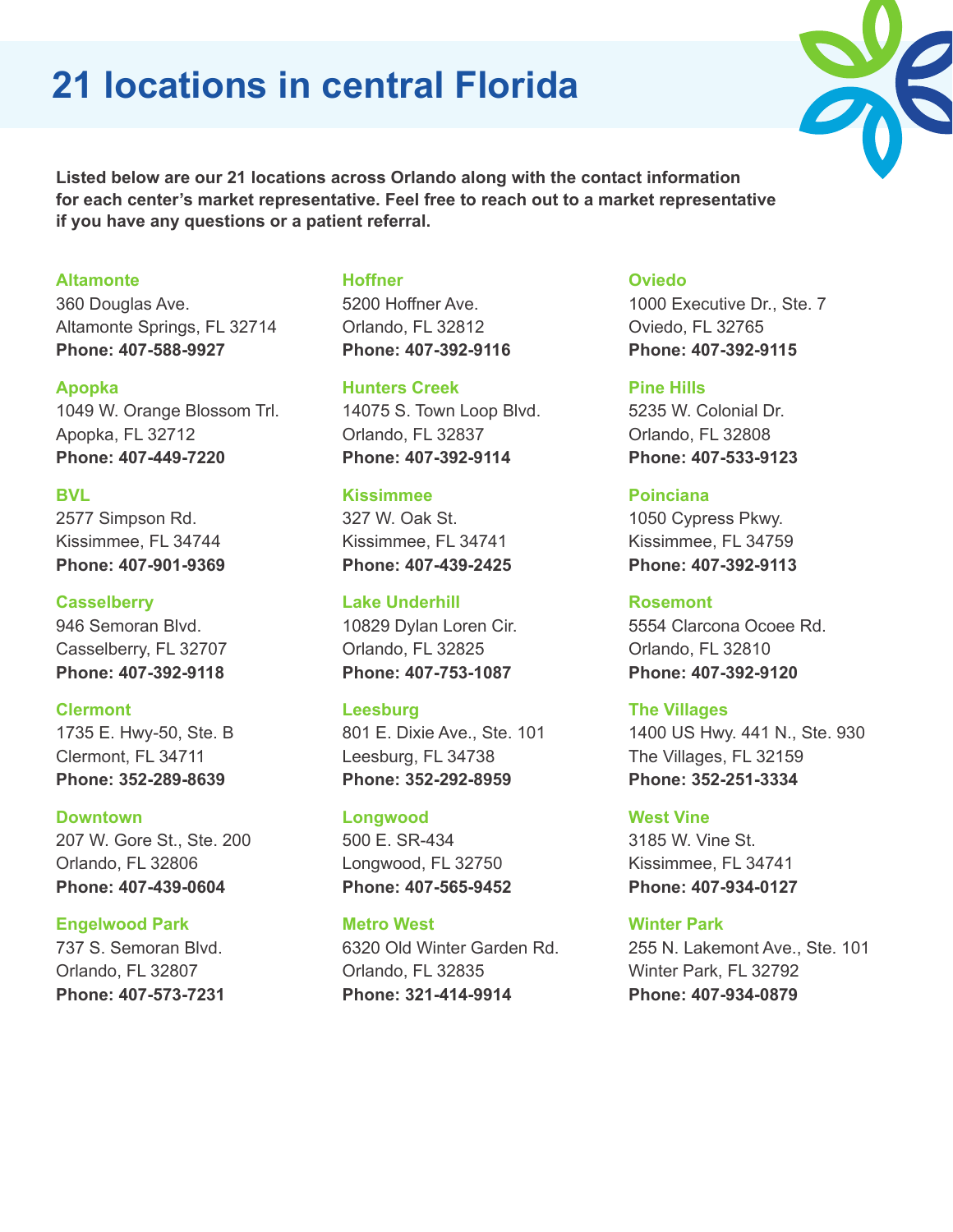# 21 locations in central Florida

**Listed below are our 21 locations across Orlando along with the contact information for each center's market representative. Feel free to reach out to a market representative if you have any questions or a patient referral.**

**Altamonte**
360 Douglas Ave.
Altamonte Springs, FL 32714
**Phone: 407-588-9927**

**Apopka**
1049 W. Orange Blossom Trl.
Apopka, FL 32712
**Phone: 407-449-7220**

**BVL**
2577 Simpson Rd.
Kissimmee, FL 34744
**Phone: 407-901-9369**

**Casselberry**
946 Semoran Blvd.
Casselberry, FL 32707
**Phone: 407-392-9118**

**Clermont**
1735 E. Hwy-50, Ste. B
Clermont, FL 34711
**Phone: 352-289-8639**

**Downtown**
207 W. Gore St., Ste. 200
Orlando, FL 32806
**Phone: 407-439-0604**

**Engelwood Park**
737 S. Semoran Blvd.
Orlando, FL 32807
**Phone: 407-573-7231**

**Hoffner**
5200 Hoffner Ave.
Orlando, FL 32812
**Phone: 407-392-9116**

**Hunters Creek**
14075 S. Town Loop Blvd.
Orlando, FL 32837
**Phone: 407-392-9114**

**Kissimmee**
327 W. Oak St.
Kissimmee, FL 34741
**Phone: 407-439-2425**

**Lake Underhill**
10829 Dylan Loren Cir.
Orlando, FL 32825
**Phone: 407-753-1087**

**Leesburg**
801 E. Dixie Ave., Ste. 101
Leesburg, FL 34738
**Phone: 352-292-8959**

**Longwood**
500 E. SR-434
Longwood, FL 32750
**Phone: 407-565-9452**

**Metro West**
6320 Old Winter Garden Rd.
Orlando, FL 32835
**Phone: 321-414-9914**

**Oviedo**
1000 Executive Dr., Ste. 7
Oviedo, FL 32765
**Phone: 407-392-9115**

**Pine Hills**
5235 W. Colonial Dr.
Orlando, FL 32808
**Phone: 407-533-9123**

**Poinciana**
1050 Cypress Pkwy.
Kissimmee, FL 34759
**Phone: 407-392-9113**

**Rosemont**
5554 Clarcona Ocoee Rd.
Orlando, FL 32810
**Phone: 407-392-9120**

**The Villages**
1400 US Hwy. 441 N., Ste. 930
The Villages, FL 32159
**Phone: 352-251-3334**

**West Vine**
3185 W. Vine St.
Kissimmee, FL 34741
**Phone: 407-934-0127**

**Winter Park**
255 N. Lakemont Ave., Ste. 101
Winter Park, FL 32792
**Phone: 407-934-0879**